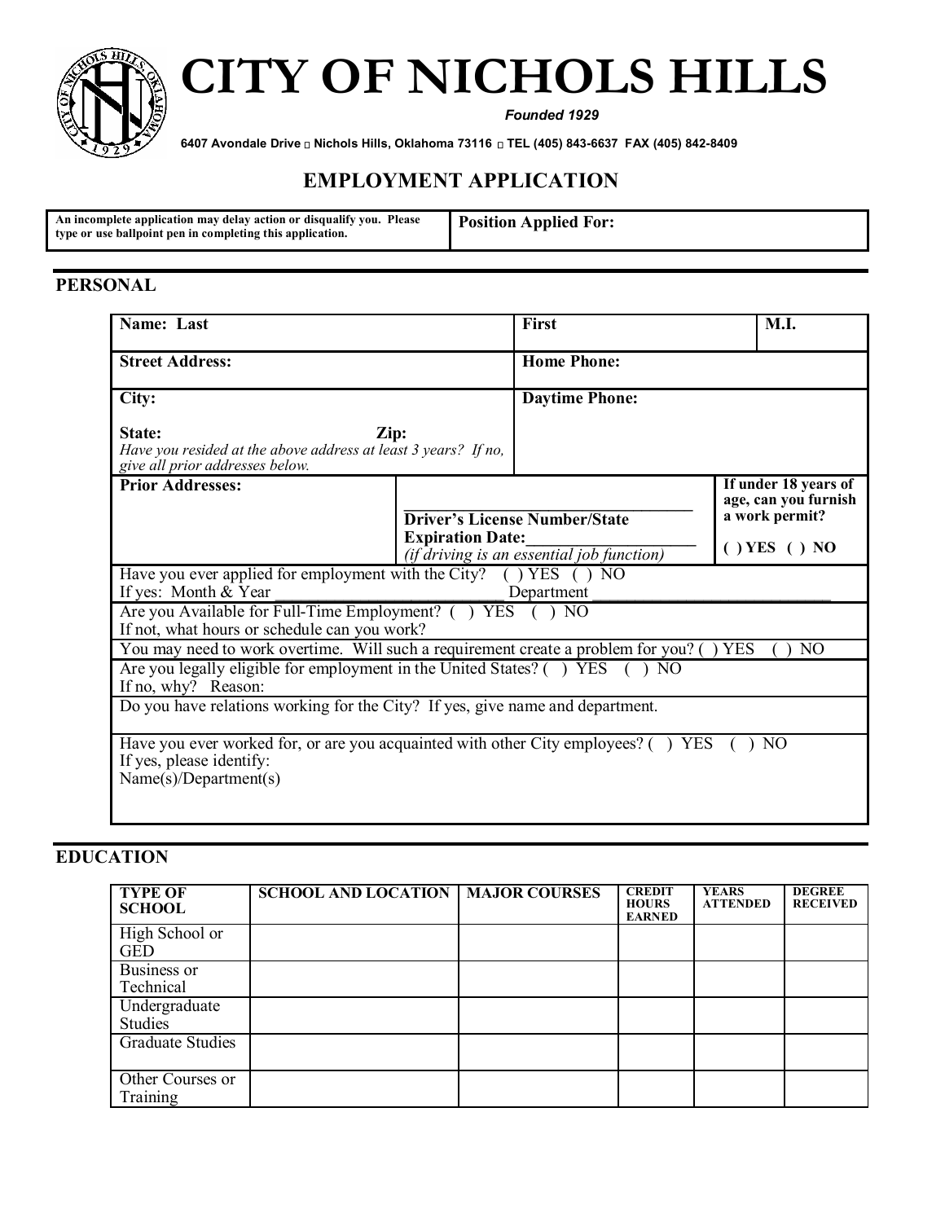# CITY OF NICHOLS HILLS

*Founded 1929*

6407 Avondale Drive ▫ Nichols Hills, Oklahoma 73116 ▫ TEL (405) 843-6637 FAX (405) 842-8409

## EMPLOYMENT APPLICATION

| An incomplete application may delay action or disqualify you. Please type or use ballpoint pen in completing this application. | Position Applied For: |
|---|---|

## PERSONAL

| Name: Last | First | M.I. |
|---|---|---|
| Street Address: | Home Phone: | |
| City:<br><br>State: Zip:<br>*Have you resided at the above address at least 3 years? If no, give all prior addresses below.* | Daytime Phone: | |

| Prior Addresses: | \_\_\_\_\_\_\_\_\_\_\_\_\_\_\_\_\_\_\_\_\_\_\_\_<br>Driver's License Number/State<br>Expiration Date:\_\_\_\_\_\_\_\_\_\_\_\_\_\_\_\_\_<br>*(if driving is an essential job function)* | If under 18 years of age, can you furnish a work permit?<br><br>( ) YES ( ) NO |
|---|---|---|

Have you ever applied for employment with the City? ( ) YES ( ) NO
If yes: Month & Year \_\_\_\_\_\_\_\_\_\_\_\_\_\_\_\_\_\_\_\_\_\_\_\_ Department \_\_\_\_\_\_\_\_\_\_\_\_\_\_\_\_\_\_\_\_\_\_\_\_\_\_\_\_

Are you Available for Full-Time Employment? ( ) YES ( ) NO
If not, what hours or schedule can you work?

You may need to work overtime. Will such a requirement create a problem for you? ( ) YES ( ) NO

Are you legally eligible for employment in the United States? ( ) YES ( ) NO
If no, why? Reason:

Do you have relations working for the City? If yes, give name and department.

Have you ever worked for, or are you acquainted with other City employees? ( ) YES ( ) NO
If yes, please identify:
Name(s)/Department(s)

## EDUCATION

| TYPE OF SCHOOL | SCHOOL AND LOCATION | MAJOR COURSES | CREDIT HOURS EARNED | YEARS ATTENDED | DEGREE RECEIVED |
|---|---|---|---|---|---|
| High School or GED | | | | | |
| Business or Technical | | | | | |
| Undergraduate Studies | | | | | |
| Graduate Studies | | | | | |
| Other Courses or Training | | | | | |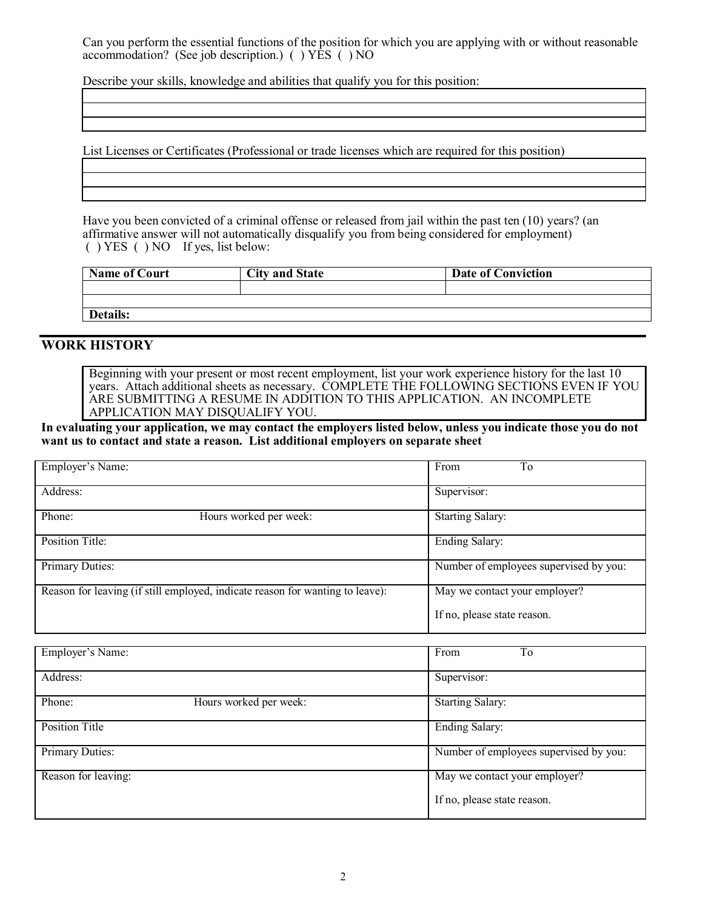Can you perform the essential functions of the position for which you are applying with or without reasonable accommodation? (See job description.) ( ) YES ( ) NO

Describe your skills, knowledge and abilities that qualify you for this position:

| |
|---|
| |
| |
| |

List Licenses or Certificates (Professional or trade licenses which are required for this position)

| |
|---|
| |
| |
| |

Have you been convicted of a criminal offense or released from jail within the past ten (10) years? (an affirmative answer will not automatically disqualify you from being considered for employment)
( ) YES ( ) NO If yes, list below:

| Name of Court | City and State | Date of Conviction |
|---|---|---|
| | | |
| | | |
| **Details:** | | |

## WORK HISTORY

Beginning with your present or most recent employment, list your work experience history for the last 10 years. Attach additional sheets as necessary. COMPLETE THE FOLLOWING SECTIONS EVEN IF YOU ARE SUBMITTING A RESUME IN ADDITION TO THIS APPLICATION. AN INCOMPLETE APPLICATION MAY DISQUALIFY YOU.

**In evaluating your application, we may contact the employers listed below, unless you indicate those you do not want us to contact and state a reason. List additional employers on separate sheet**

| Employer's Name: | From To |
|---|---|
| Address: | Supervisor: |
| Phone: Hours worked per week: | Starting Salary: |
| Position Title: | Ending Salary: |
| Primary Duties: | Number of employees supervised by you: |
| Reason for leaving (if still employed, indicate reason for wanting to leave): | May we contact your employer?<br>If no, please state reason. |

| Employer's Name: | From To |
|---|---|
| Address: | Supervisor: |
| Phone: Hours worked per week: | Starting Salary: |
| Position Title | Ending Salary: |
| Primary Duties: | Number of employees supervised by you: |
| Reason for leaving: | May we contact your employer?<br>If no, please state reason. |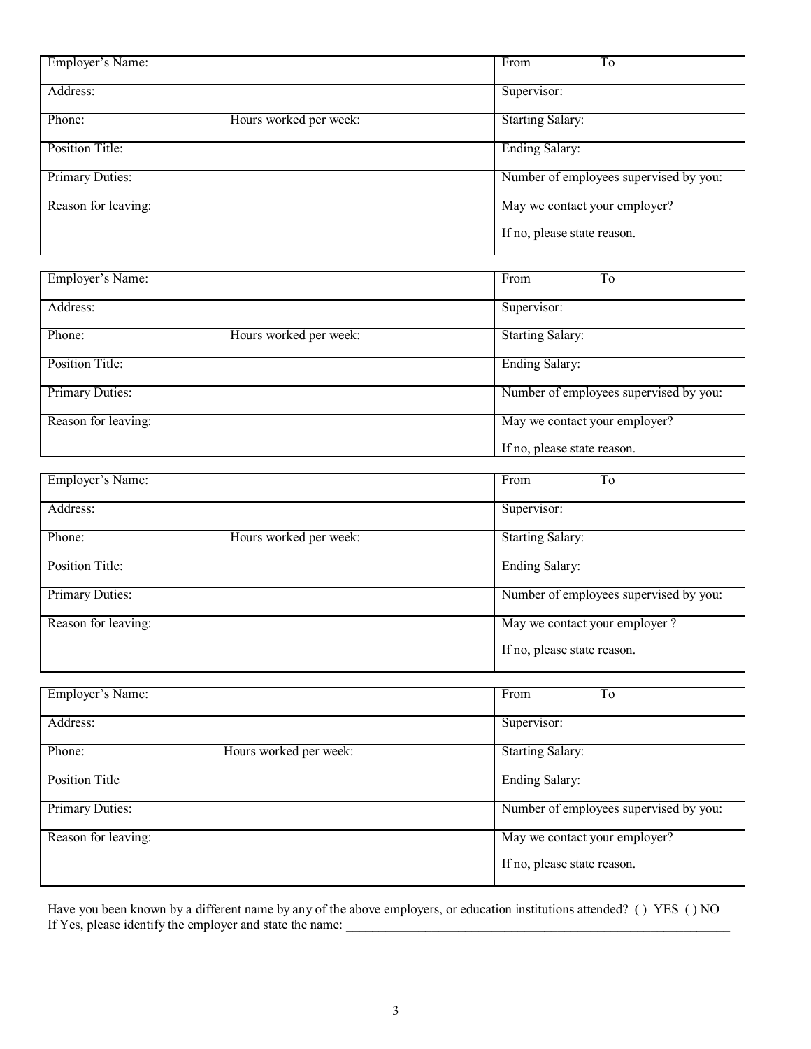| Employer's Name: | From To |
|---|---|
| Address: | Supervisor: |
| Phone: Hours worked per week: | Starting Salary: |
| Position Title: | Ending Salary: |
| Primary Duties: | Number of employees supervised by you: |
| Reason for leaving: | May we contact your employer? If no, please state reason. |

| Employer's Name: | From To |
|---|---|
| Address: | Supervisor: |
| Phone: Hours worked per week: | Starting Salary: |
| Position Title: | Ending Salary: |
| Primary Duties: | Number of employees supervised by you: |
| Reason for leaving: | May we contact your employer? If no, please state reason. |

| Employer's Name: | From To |
|---|---|
| Address: | Supervisor: |
| Phone: Hours worked per week: | Starting Salary: |
| Position Title: | Ending Salary: |
| Primary Duties: | Number of employees supervised by you: |
| Reason for leaving: | May we contact your employer ? If no, please state reason. |

| Employer's Name: | From To |
|---|---|
| Address: | Supervisor: |
| Phone: Hours worked per week: | Starting Salary: |
| Position Title | Ending Salary: |
| Primary Duties: | Number of employees supervised by you: |
| Reason for leaving: | May we contact your employer? If no, please state reason. |

Have you been known by a different name by any of the above employers, or education institutions attended? ( ) YES ( ) NO
If Yes, please identify the employer and state the name: ____________________________________________________________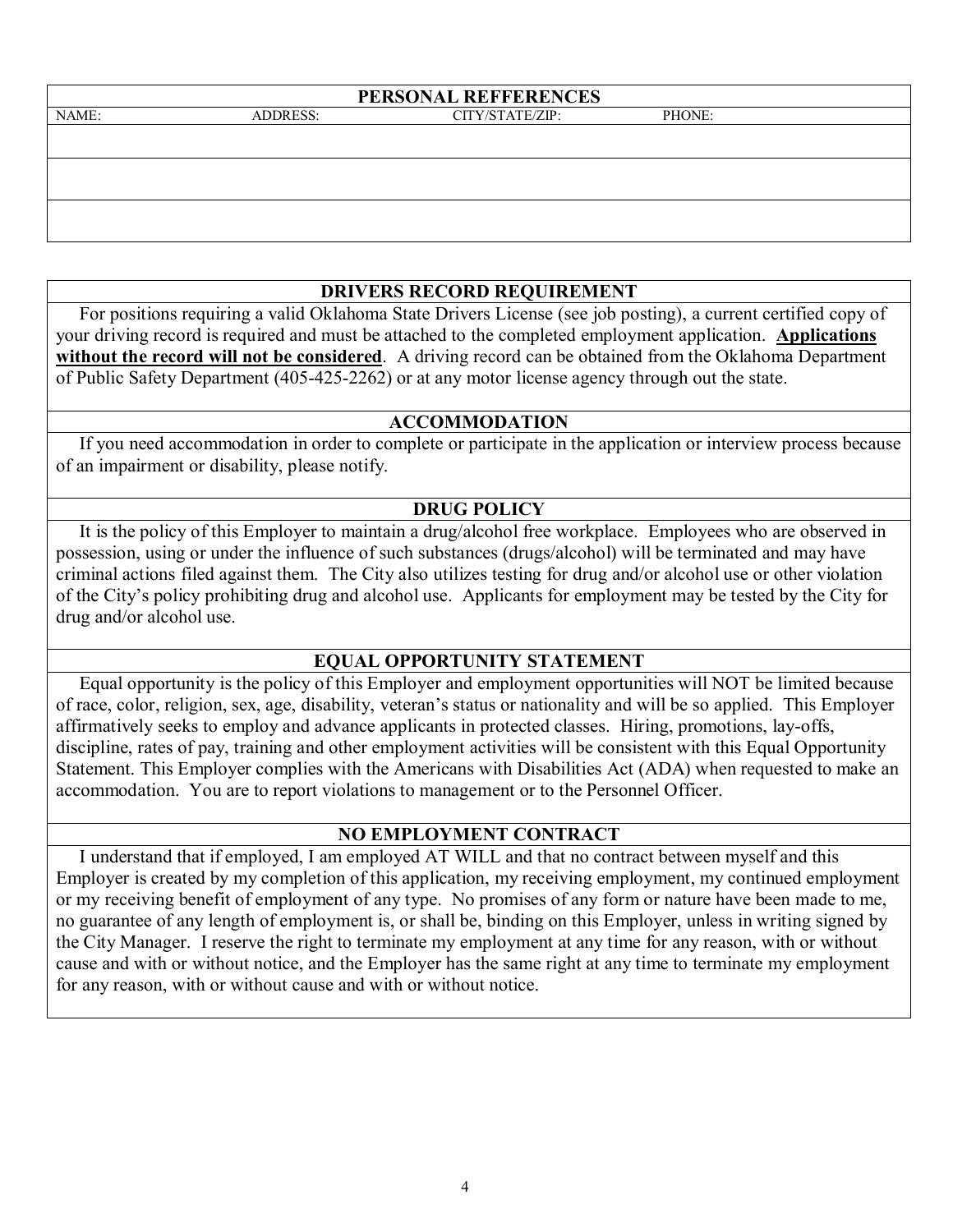## PERSONAL REFFERENCES

| NAME: | ADDRESS: | CITY/STATE/ZIP: | PHONE: |
|---|---|---|---|
| | | | |
| | | | |
| | | | |

## DRIVERS RECORD REQUIREMENT

For positions requiring a valid Oklahoma State Drivers License (see job posting), a current certified copy of your driving record is required and must be attached to the completed employment application. **Applications without the record will not be considered**. A driving record can be obtained from the Oklahoma Department of Public Safety Department (405-425-2262) or at any motor license agency through out the state.

## ACCOMMODATION

If you need accommodation in order to complete or participate in the application or interview process because of an impairment or disability, please notify.

## DRUG POLICY

It is the policy of this Employer to maintain a drug/alcohol free workplace. Employees who are observed in possession, using or under the influence of such substances (drugs/alcohol) will be terminated and may have criminal actions filed against them. The City also utilizes testing for drug and/or alcohol use or other violation of the City's policy prohibiting drug and alcohol use. Applicants for employment may be tested by the City for drug and/or alcohol use.

## EQUAL OPPORTUNITY STATEMENT

Equal opportunity is the policy of this Employer and employment opportunities will NOT be limited because of race, color, religion, sex, age, disability, veteran's status or nationality and will be so applied. This Employer affirmatively seeks to employ and advance applicants in protected classes. Hiring, promotions, lay-offs, discipline, rates of pay, training and other employment activities will be consistent with this Equal Opportunity Statement. This Employer complies with the Americans with Disabilities Act (ADA) when requested to make an accommodation. You are to report violations to management or to the Personnel Officer.

## NO EMPLOYMENT CONTRACT

I understand that if employed, I am employed AT WILL and that no contract between myself and this Employer is created by my completion of this application, my receiving employment, my continued employment or my receiving benefit of employment of any type. No promises of any form or nature have been made to me, no guarantee of any length of employment is, or shall be, binding on this Employer, unless in writing signed by the City Manager. I reserve the right to terminate my employment at any time for any reason, with or without cause and with or without notice, and the Employer has the same right at any time to terminate my employment for any reason, with or without cause and with or without notice.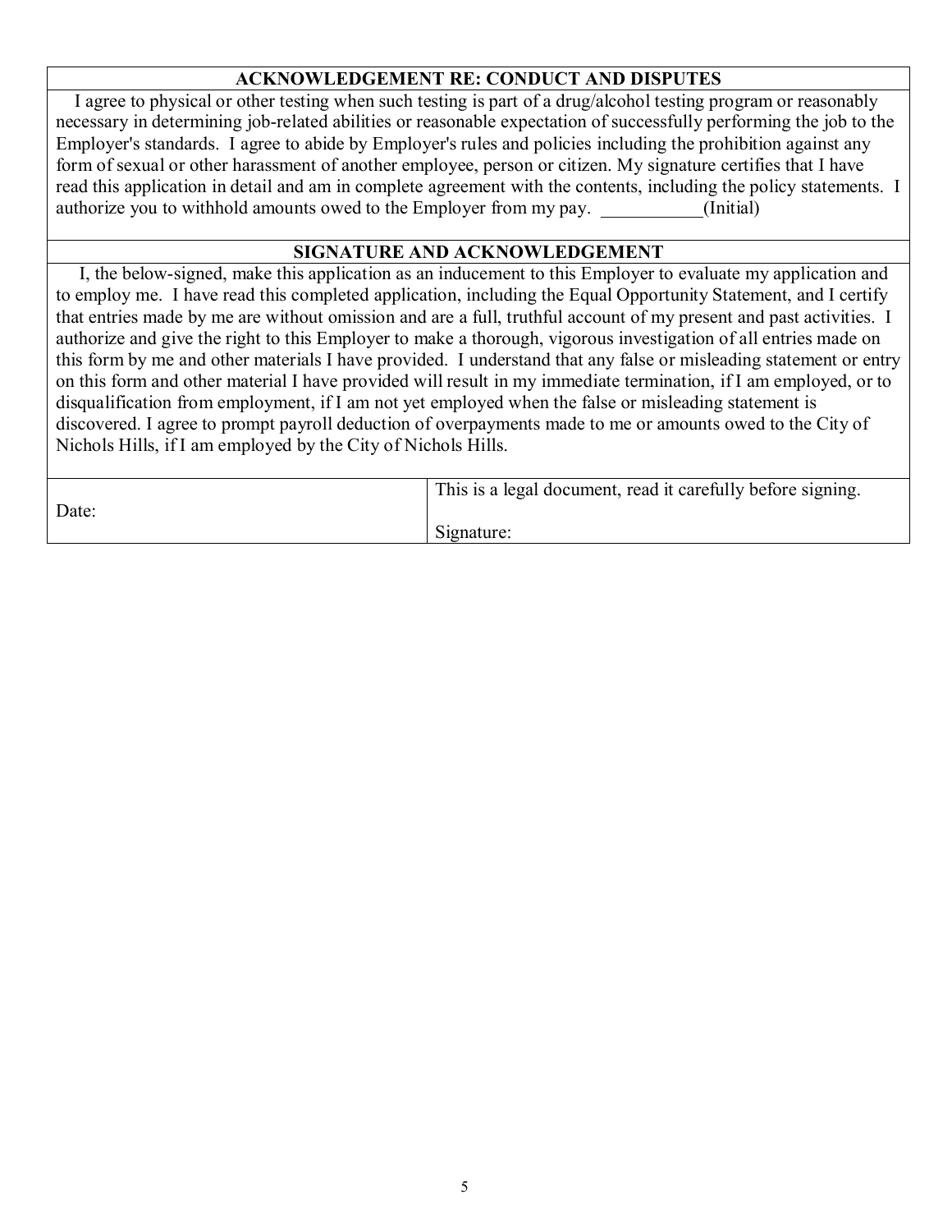## ACKNOWLEDGEMENT RE: CONDUCT AND DISPUTES

I agree to physical or other testing when such testing is part of a drug/alcohol testing program or reasonably necessary in determining job-related abilities or reasonable expectation of successfully performing the job to the Employer's standards. I agree to abide by Employer's rules and policies including the prohibition against any form of sexual or other harassment of another employee, person or citizen. My signature certifies that I have read this application in detail and am in complete agreement with the contents, including the policy statements. I authorize you to withhold amounts owed to the Employer from my pay. ___________(Initial)

## SIGNATURE AND ACKNOWLEDGEMENT

I, the below-signed, make this application as an inducement to this Employer to evaluate my application and to employ me. I have read this completed application, including the Equal Opportunity Statement, and I certify that entries made by me are without omission and are a full, truthful account of my present and past activities. I authorize and give the right to this Employer to make a thorough, vigorous investigation of all entries made on this form by me and other materials I have provided. I understand that any false or misleading statement or entry on this form and other material I have provided will result in my immediate termination, if I am employed, or to disqualification from employment, if I am not yet employed when the false or misleading statement is discovered. I agree to prompt payroll deduction of overpayments made to me or amounts owed to the City of Nichols Hills, if I am employed by the City of Nichols Hills.

| Date: | This is a legal document, read it carefully before signing.<br><br>Signature: |
|---|---|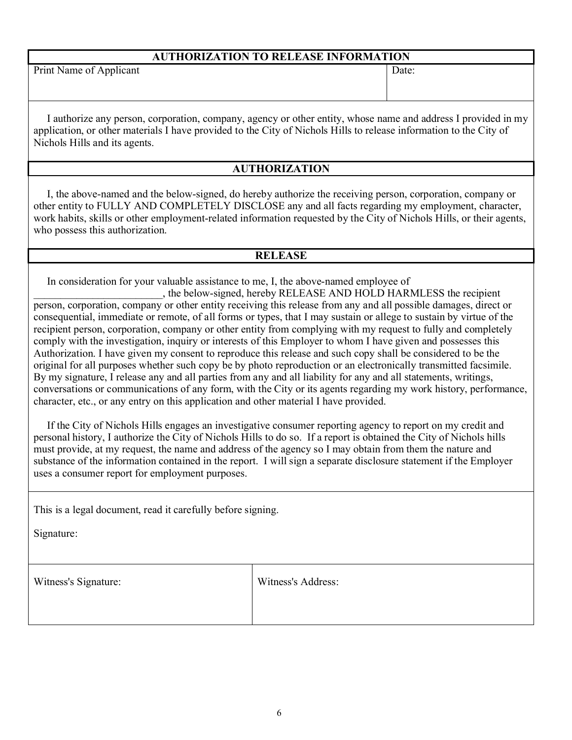## AUTHORIZATION TO RELEASE INFORMATION

| Print Name of Applicant | Date: |
| --- | --- |
| | |

I authorize any person, corporation, company, agency or other entity, whose name and address I provided in my application, or other materials I have provided to the City of Nichols Hills to release information to the City of Nichols Hills and its agents.

## AUTHORIZATION

I, the above-named and the below-signed, do hereby authorize the receiving person, corporation, company or other entity to FULLY AND COMPLETELY DISCLOSE any and all facts regarding my employment, character, work habits, skills or other employment-related information requested by the City of Nichols Hills, or their agents, who possess this authorization.

## RELEASE

In consideration for your valuable assistance to me, I, the above-named employee of ________________________, the below-signed, hereby RELEASE AND HOLD HARMLESS the recipient person, corporation, company or other entity receiving this release from any and all possible damages, direct or consequential, immediate or remote, of all forms or types, that I may sustain or allege to sustain by virtue of the recipient person, corporation, company or other entity from complying with my request to fully and completely comply with the investigation, inquiry or interests of this Employer to whom I have given and possesses this Authorization. I have given my consent to reproduce this release and such copy shall be considered to be the original for all purposes whether such copy be by photo reproduction or an electronically transmitted facsimile. By my signature, I release any and all parties from any and all liability for any and all statements, writings, conversations or communications of any form, with the City or its agents regarding my work history, performance, character, etc., or any entry on this application and other material I have provided.

If the City of Nichols Hills engages an investigative consumer reporting agency to report on my credit and personal history, I authorize the City of Nichols Hills to do so. If a report is obtained the City of Nichols hills must provide, at my request, the name and address of the agency so I may obtain from them the nature and substance of the information contained in the report. I will sign a separate disclosure statement if the Employer uses a consumer report for employment purposes.

This is a legal document, read it carefully before signing.

Signature:

| Witness's Signature: | Witness's Address: |
| --- | --- |
| | |